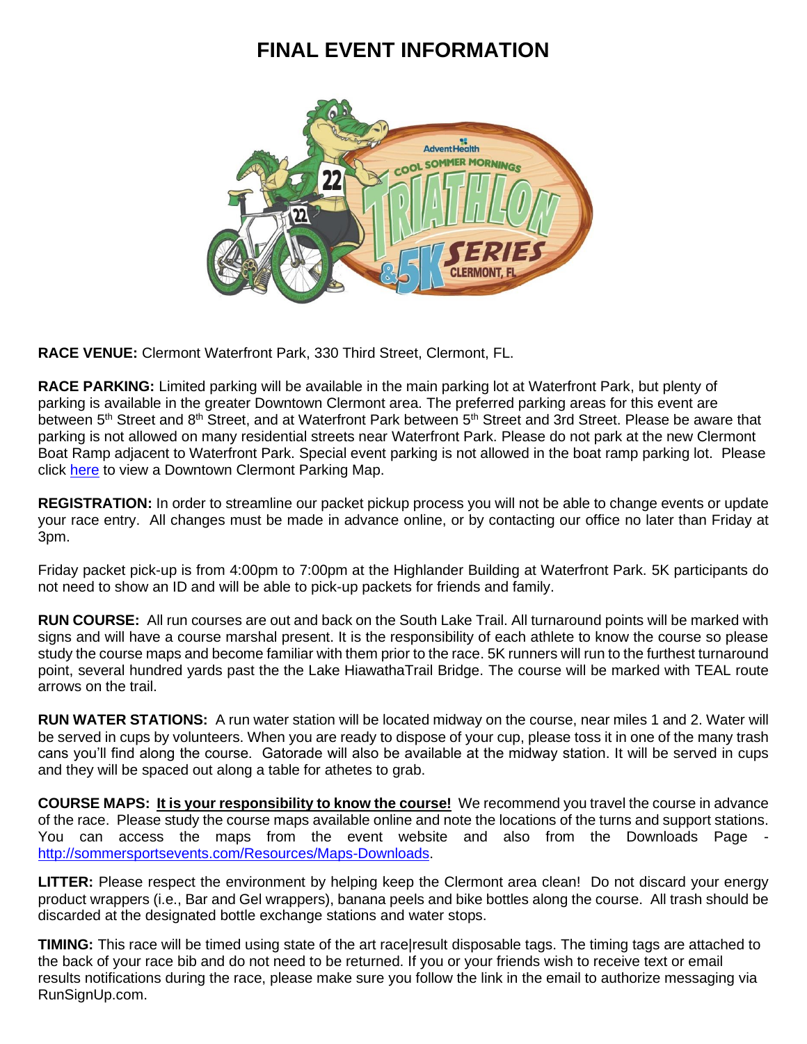# FINAL EVENT INFORMATION

**RACE VENUE:** Clermont Waterfront Park, 330 Third Street, Clermont, FL.

**RACE PARKING:** Limited parking will be available in the main parking lot at Waterfront Park, but plenty of parking is available in the greater Downtown Clermont area. The preferred parking areas for this event are between 5th Street and 8th Street, and at Waterfront Park between 5th Street and 3rd Street. Please be aware that parking is not allowed on many residential streets near Waterfront Park. Please do not park at the new Clermont Boat Ramp adjacent to Waterfront Park. Special event parking is not allowed in the boat ramp parking lot. Please click here to view a Downtown Clermont Parking Map.

**REGISTRATION:** In order to streamline our packet pickup process you will not be able to change events or update your race entry. All changes must be made in advance online, or by contacting our office no later than Friday at 3pm.

Friday packet pick-up is from 4:00pm to 7:00pm at the Highlander Building at Waterfront Park. 5K participants do not need to show an ID and will be able to pick-up packets for friends and family.

**RUN COURSE:** All run courses are out and back on the South Lake Trail. All turnaround points will be marked with signs and will have a course marshal present. It is the responsibility of each athlete to know the course so please study the course maps and become familiar with them prior to the race. 5K runners will run to the furthest turnaround point, several hundred yards past the the Lake HiawathaTrail Bridge. The course will be marked with TEAL route arrows on the trail.

**RUN WATER STATIONS:** A run water station will be located midway on the course, near miles 1 and 2. Water will be served in cups by volunteers. When you are ready to dispose of your cup, please toss it in one of the many trash cans you'll find along the course. Gatorade will also be available at the midway station. It will be served in cups and they will be spaced out along a table for athetes to grab.

**COURSE MAPS:** **It is your responsibility to know the course!** We recommend you travel the course in advance of the race. Please study the course maps available online and note the locations of the turns and support stations. You can access the maps from the event website and also from the Downloads Page - http://sommersportsevents.com/Resources/Maps-Downloads.

**LITTER:** Please respect the environment by helping keep the Clermont area clean! Do not discard your energy product wrappers (i.e., Bar and Gel wrappers), banana peels and bike bottles along the course. All trash should be discarded at the designated bottle exchange stations and water stops.

**TIMING:** This race will be timed using state of the art race|result disposable tags. The timing tags are attached to the back of your race bib and do not need to be returned. If you or your friends wish to receive text or email results notifications during the race, please make sure you follow the link in the email to authorize messaging via RunSignUp.com.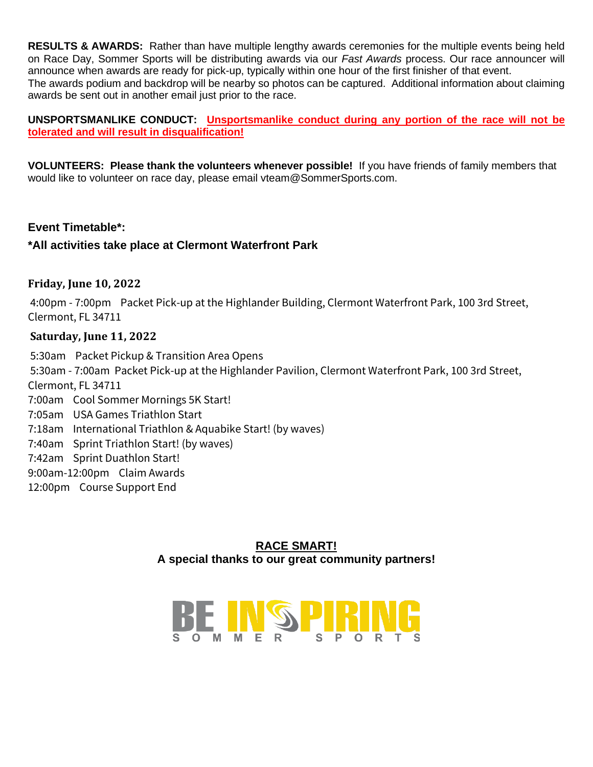**RESULTS & AWARDS:** Rather than have multiple lengthy awards ceremonies for the multiple events being held on Race Day, Sommer Sports will be distributing awards via our *Fast Awards* process. Our race announcer will announce when awards are ready for pick-up, typically within one hour of the first finisher of that event.
The awards podium and backdrop will be nearby so photos can be captured. Additional information about claiming awards be sent out in another email just prior to the race.

**UNSPORTSMANLIKE CONDUCT:** **Unsportsmanlike conduct during any portion of the race will not be tolerated and will result in disqualification!**

**VOLUNTEERS: Please thank the volunteers whenever possible!** If you have friends of family members that would like to volunteer on race day, please email vteam@SommerSports.com.

### Event Timetable*:

### *All activities take place at Clermont Waterfront Park

**Friday, June 10, 2022**

4:00pm - 7:00pm Packet Pick-up at the Highlander Building, Clermont Waterfront Park, 100 3rd Street, Clermont, FL 34711

**Saturday, June 11, 2022**

5:30am Packet Pickup & Transition Area Opens
5:30am - 7:00am Packet Pick-up at the Highlander Pavilion, Clermont Waterfront Park, 100 3rd Street, Clermont, FL 34711
7:00am Cool Sommer Mornings 5K Start!
7:05am USA Games Triathlon Start
7:18am International Triathlon & Aquabike Start! (by waves)
7:40am Sprint Triathlon Start! (by waves)
7:42am Sprint Duathlon Start!
9:00am-12:00pm Claim Awards
12:00pm Course Support End

**RACE SMART!**
**A special thanks to our great community partners!**

BE INSPIRING
SOMMER SPORTS